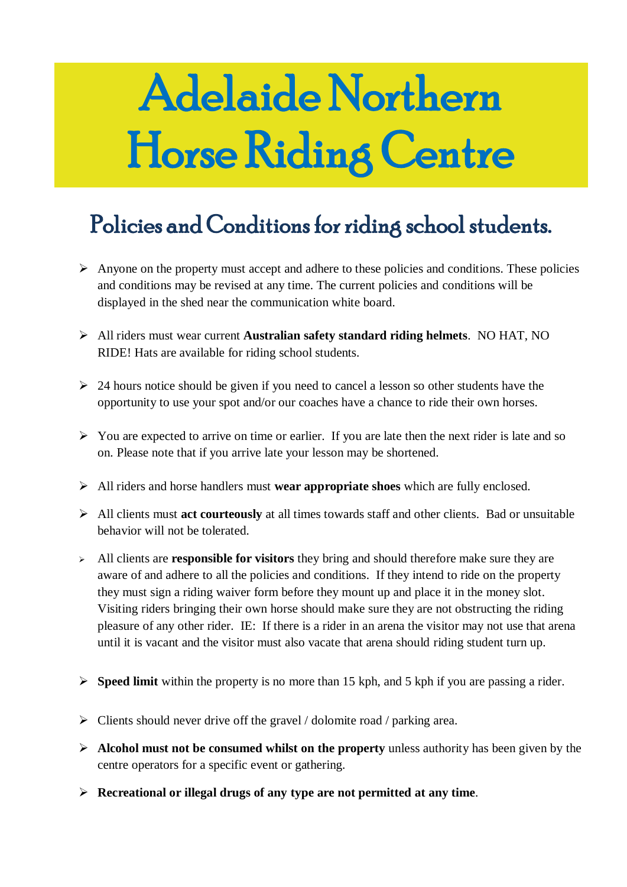# Adelaide Northern Horse Riding Centre

## Policies and Conditions for riding school students.

- Anyone on the property must accept and adhere to these policies and conditions. These policies and conditions may be revised at any time. The current policies and conditions will be displayed in the shed near the communication white board.

- All riders must wear current **Australian safety standard riding helmets**. NO HAT, NO RIDE! Hats are available for riding school students.

- 24 hours notice should be given if you need to cancel a lesson so other students have the opportunity to use your spot and/or our coaches have a chance to ride their own horses.

- You are expected to arrive on time or earlier. If you are late then the next rider is late and so on. Please note that if you arrive late your lesson may be shortened.

- All riders and horse handlers must **wear appropriate shoes** which are fully enclosed.

- All clients must **act courteously** at all times towards staff and other clients. Bad or unsuitable behavior will not be tolerated.

- All clients are **responsible for visitors** they bring and should therefore make sure they are aware of and adhere to all the policies and conditions. If they intend to ride on the property they must sign a riding waiver form before they mount up and place it in the money slot. Visiting riders bringing their own horse should make sure they are not obstructing the riding pleasure of any other rider. IE: If there is a rider in an arena the visitor may not use that arena until it is vacant and the visitor must also vacate that arena should riding student turn up.

- **Speed limit** within the property is no more than 15 kph, and 5 kph if you are passing a rider.

- Clients should never drive off the gravel / dolomite road / parking area.

- **Alcohol must not be consumed whilst on the property** unless authority has been given by the centre operators for a specific event or gathering.

- **Recreational or illegal drugs of any type are not permitted at any time**.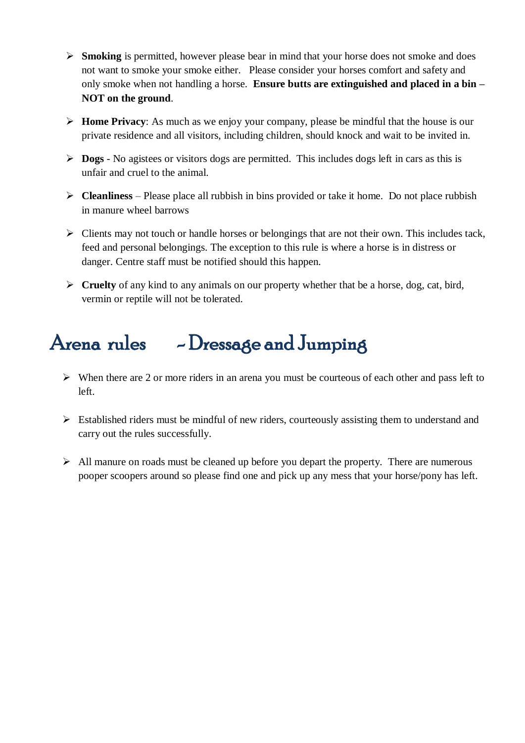- **Smoking** is permitted, however please bear in mind that your horse does not smoke and does not want to smoke your smoke either. Please consider your horses comfort and safety and only smoke when not handling a horse. **Ensure butts are extinguished and placed in a bin – NOT on the ground**.
- **Home Privacy**: As much as we enjoy your company, please be mindful that the house is our private residence and all visitors, including children, should knock and wait to be invited in.
- **Dogs** - No agistees or visitors dogs are permitted. This includes dogs left in cars as this is unfair and cruel to the animal.
- **Cleanliness** – Please place all rubbish in bins provided or take it home. Do not place rubbish in manure wheel barrows
- Clients may not touch or handle horses or belongings that are not their own. This includes tack, feed and personal belongings. The exception to this rule is where a horse is in distress or danger. Centre staff must be notified should this happen.
- **Cruelty** of any kind to any animals on our property whether that be a horse, dog, cat, bird, vermin or reptile will not be tolerated.

## Arena rules – Dressage and Jumping

- When there are 2 or more riders in an arena you must be courteous of each other and pass left to left.
- Established riders must be mindful of new riders, courteously assisting them to understand and carry out the rules successfully.
- All manure on roads must be cleaned up before you depart the property. There are numerous pooper scoopers around so please find one and pick up any mess that your horse/pony has left.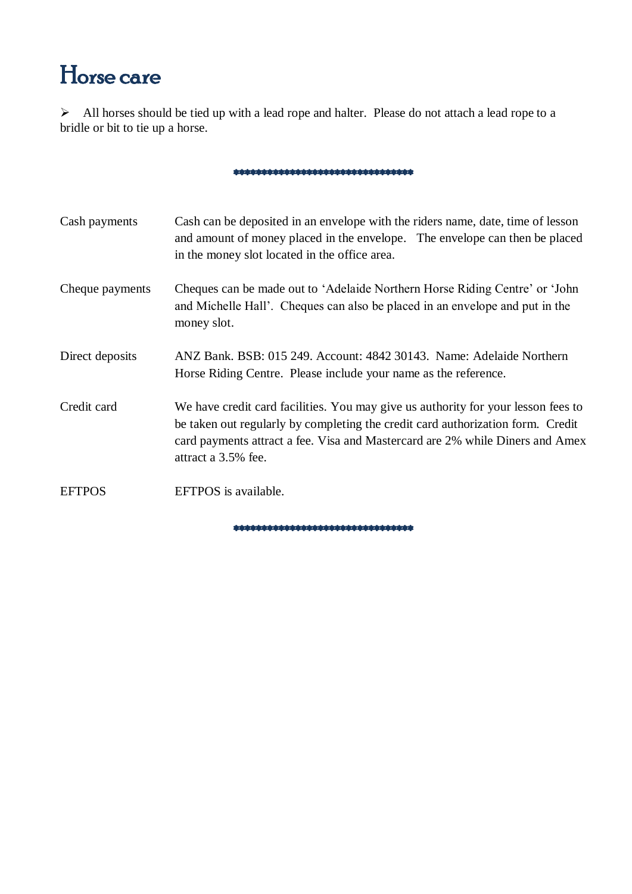# Horse care

- All horses should be tied up with a lead rope and halter. Please do not attach a lead rope to a bridle or bit to tie up a horse.

---

| | |
|---|---|
| Cash payments | Cash can be deposited in an envelope with the riders name, date, time of lesson and amount of money placed in the envelope. The envelope can then be placed in the money slot located in the office area. |
| Cheque payments | Cheques can be made out to 'Adelaide Northern Horse Riding Centre' or 'John and Michelle Hall'. Cheques can also be placed in an envelope and put in the money slot. |
| Direct deposits | ANZ Bank. BSB: 015 249. Account: 4842 30143. Name: Adelaide Northern Horse Riding Centre. Please include your name as the reference. |
| Credit card | We have credit card facilities. You may give us authority for your lesson fees to be taken out regularly by completing the credit card authorization form. Credit card payments attract a fee. Visa and Mastercard are 2% while Diners and Amex attract a 3.5% fee. |
| EFTPOS | EFTPOS is available. |

---